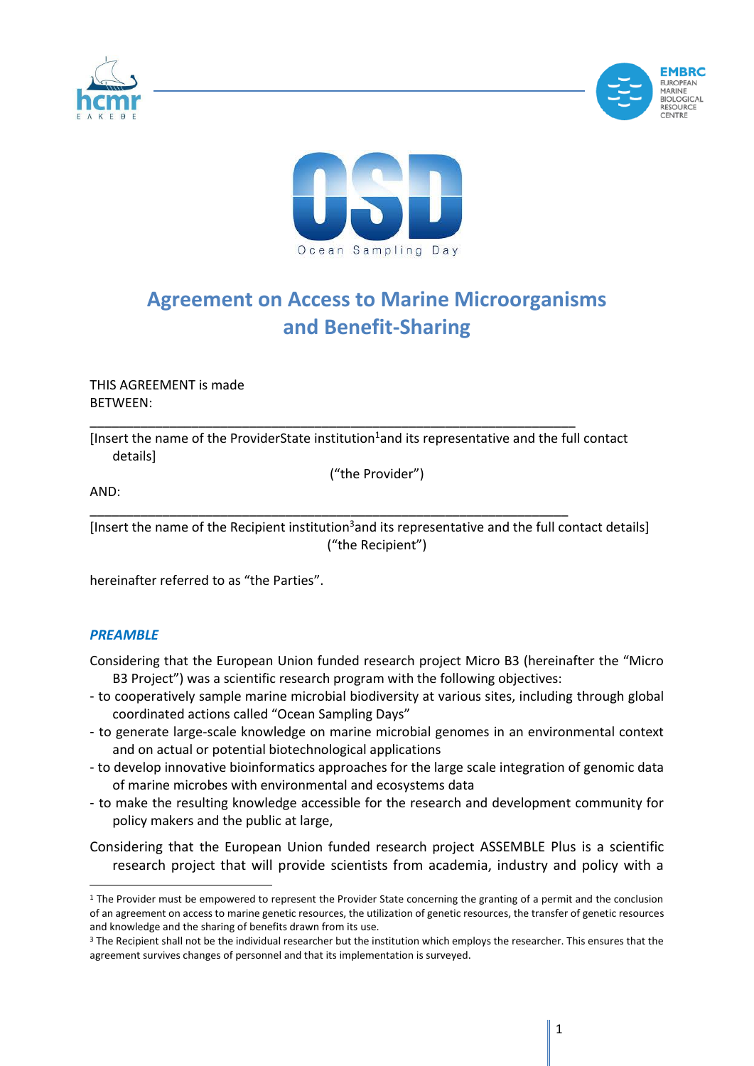# Agreement on Access to Marine Microorganisms and Benefit-Sharing

THIS AGREEMENT is made
BETWEEN:

_______________________________________________________________________

[Insert the name of the ProviderState institution[1]and its representative and the full contact details]

("the Provider")

AND:

_______________________________________________________________________

[Insert the name of the Recipient institution[3]and its representative and the full contact details]

("the Recipient")

hereinafter referred to as "the Parties".

### *PREAMBLE*

Considering that the European Union funded research project Micro B3 (hereinafter the "Micro B3 Project") was a scientific research program with the following objectives:

- to cooperatively sample marine microbial biodiversity at various sites, including through global coordinated actions called "Ocean Sampling Days"
- to generate large-scale knowledge on marine microbial genomes in an environmental context and on actual or potential biotechnological applications
- to develop innovative bioinformatics approaches for the large scale integration of genomic data of marine microbes with environmental and ecosystems data
- to make the resulting knowledge accessible for the research and development community for policy makers and the public at large,

Considering that the European Union funded research project ASSEMBLE Plus is a scientific research project that will provide scientists from academia, industry and policy with a

---

[1] The Provider must be empowered to represent the Provider State concerning the granting of a permit and the conclusion of an agreement on access to marine genetic resources, the utilization of genetic resources, the transfer of genetic resources and knowledge and the sharing of benefits drawn from its use.

[3] The Recipient shall not be the individual researcher but the institution which employs the researcher. This ensures that the agreement survives changes of personnel and that its implementation is surveyed.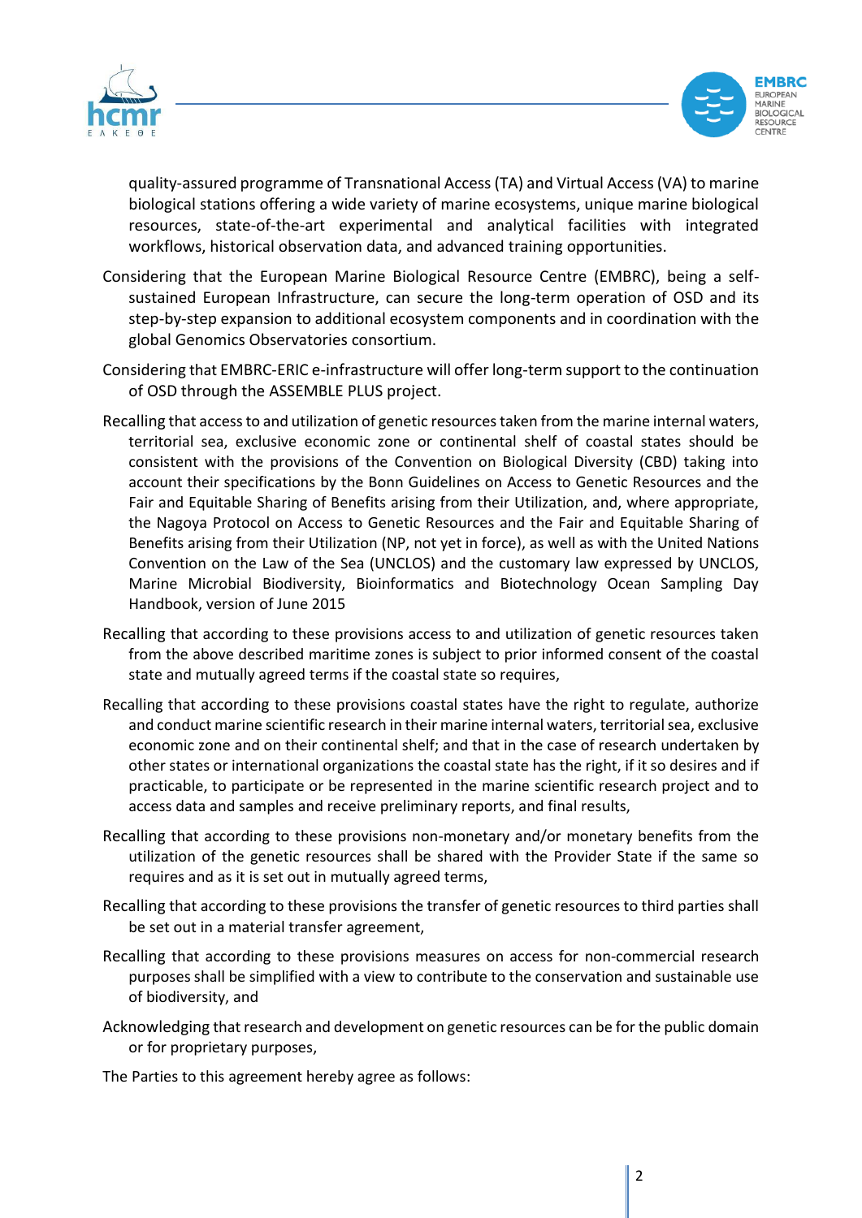quality-assured programme of Transnational Access (TA) and Virtual Access (VA) to marine biological stations offering a wide variety of marine ecosystems, unique marine biological resources, state-of-the-art experimental and analytical facilities with integrated workflows, historical observation data, and advanced training opportunities.

Considering that the European Marine Biological Resource Centre (EMBRC), being a self-sustained European Infrastructure, can secure the long-term operation of OSD and its step-by-step expansion to additional ecosystem components and in coordination with the global Genomics Observatories consortium.

Considering that EMBRC-ERIC e-infrastructure will offer long-term support to the continuation of OSD through the ASSEMBLE PLUS project.

Recalling that access to and utilization of genetic resources taken from the marine internal waters, territorial sea, exclusive economic zone or continental shelf of coastal states should be consistent with the provisions of the Convention on Biological Diversity (CBD) taking into account their specifications by the Bonn Guidelines on Access to Genetic Resources and the Fair and Equitable Sharing of Benefits arising from their Utilization, and, where appropriate, the Nagoya Protocol on Access to Genetic Resources and the Fair and Equitable Sharing of Benefits arising from their Utilization (NP, not yet in force), as well as with the United Nations Convention on the Law of the Sea (UNCLOS) and the customary law expressed by UNCLOS, Marine Microbial Biodiversity, Bioinformatics and Biotechnology Ocean Sampling Day Handbook, version of June 2015

Recalling that according to these provisions access to and utilization of genetic resources taken from the above described maritime zones is subject to prior informed consent of the coastal state and mutually agreed terms if the coastal state so requires,

Recalling that according to these provisions coastal states have the right to regulate, authorize and conduct marine scientific research in their marine internal waters, territorial sea, exclusive economic zone and on their continental shelf; and that in the case of research undertaken by other states or international organizations the coastal state has the right, if it so desires and if practicable, to participate or be represented in the marine scientific research project and to access data and samples and receive preliminary reports, and final results,

Recalling that according to these provisions non-monetary and/or monetary benefits from the utilization of the genetic resources shall be shared with the Provider State if the same so requires and as it is set out in mutually agreed terms,

Recalling that according to these provisions the transfer of genetic resources to third parties shall be set out in a material transfer agreement,

Recalling that according to these provisions measures on access for non-commercial research purposes shall be simplified with a view to contribute to the conservation and sustainable use of biodiversity, and

Acknowledging that research and development on genetic resources can be for the public domain or for proprietary purposes,

The Parties to this agreement hereby agree as follows: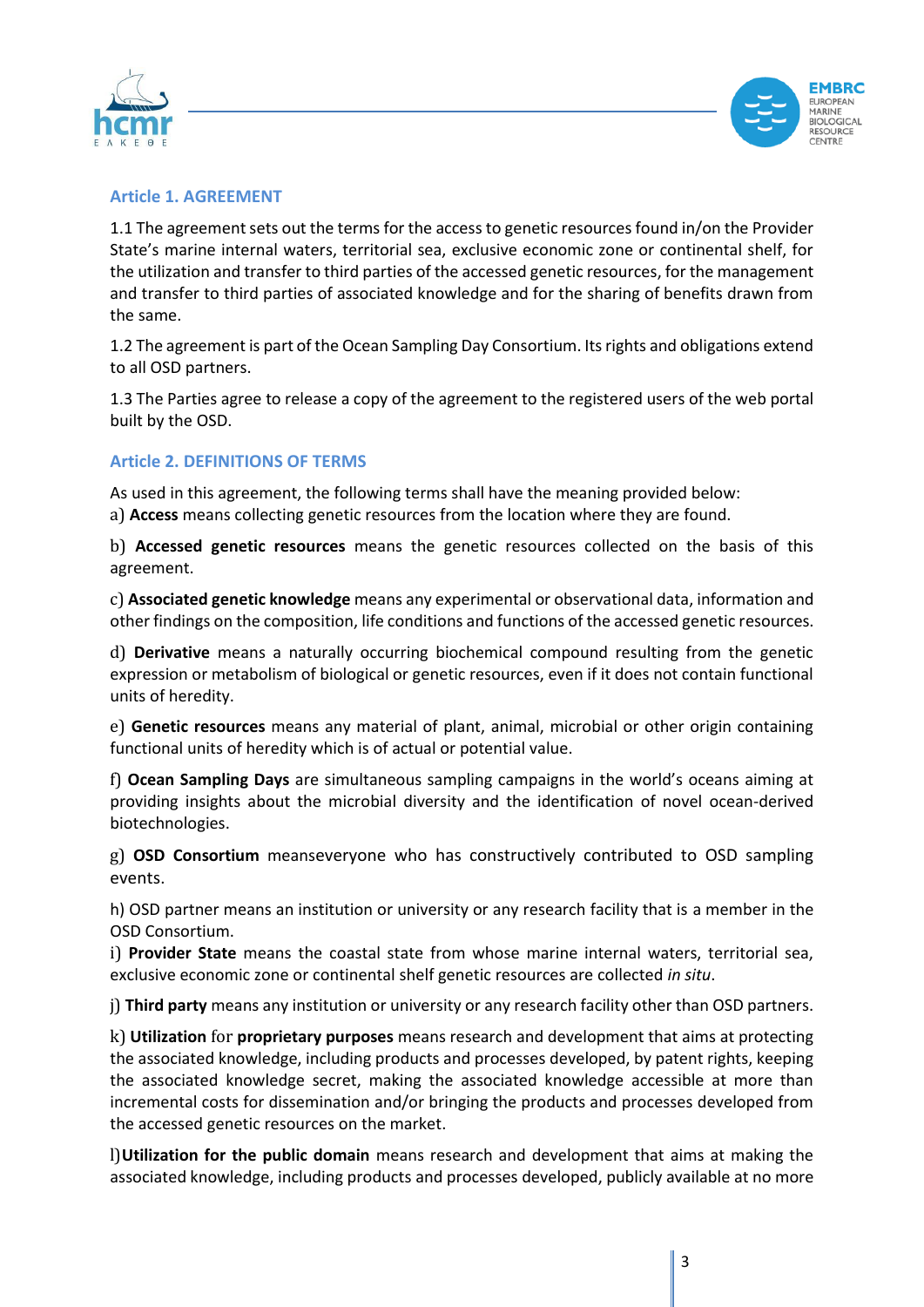### Article 1. AGREEMENT

1.1 The agreement sets out the terms for the access to genetic resources found in/on the Provider State's marine internal waters, territorial sea, exclusive economic zone or continental shelf, for the utilization and transfer to third parties of the accessed genetic resources, for the management and transfer to third parties of associated knowledge and for the sharing of benefits drawn from the same.

1.2 The agreement is part of the Ocean Sampling Day Consortium. Its rights and obligations extend to all OSD partners.

1.3 The Parties agree to release a copy of the agreement to the registered users of the web portal built by the OSD.

### Article 2. DEFINITIONS OF TERMS

As used in this agreement, the following terms shall have the meaning provided below:

a) **Access** means collecting genetic resources from the location where they are found.

b) **Accessed genetic resources** means the genetic resources collected on the basis of this agreement.

c) **Associated genetic knowledge** means any experimental or observational data, information and other findings on the composition, life conditions and functions of the accessed genetic resources.

d) **Derivative** means a naturally occurring biochemical compound resulting from the genetic expression or metabolism of biological or genetic resources, even if it does not contain functional units of heredity.

e) **Genetic resources** means any material of plant, animal, microbial or other origin containing functional units of heredity which is of actual or potential value.

f) **Ocean Sampling Days** are simultaneous sampling campaigns in the world's oceans aiming at providing insights about the microbial diversity and the identification of novel ocean-derived biotechnologies.

g) **OSD Consortium** meanseveryone who has constructively contributed to OSD sampling events.

h) OSD partner means an institution or university or any research facility that is a member in the OSD Consortium.

i) **Provider State** means the coastal state from whose marine internal waters, territorial sea, exclusive economic zone or continental shelf genetic resources are collected *in situ*.

j) **Third party** means any institution or university or any research facility other than OSD partners.

k) **Utilization** for **proprietary purposes** means research and development that aims at protecting the associated knowledge, including products and processes developed, by patent rights, keeping the associated knowledge secret, making the associated knowledge accessible at more than incremental costs for dissemination and/or bringing the products and processes developed from the accessed genetic resources on the market.

l)**Utilization for the public domain** means research and development that aims at making the associated knowledge, including products and processes developed, publicly available at no more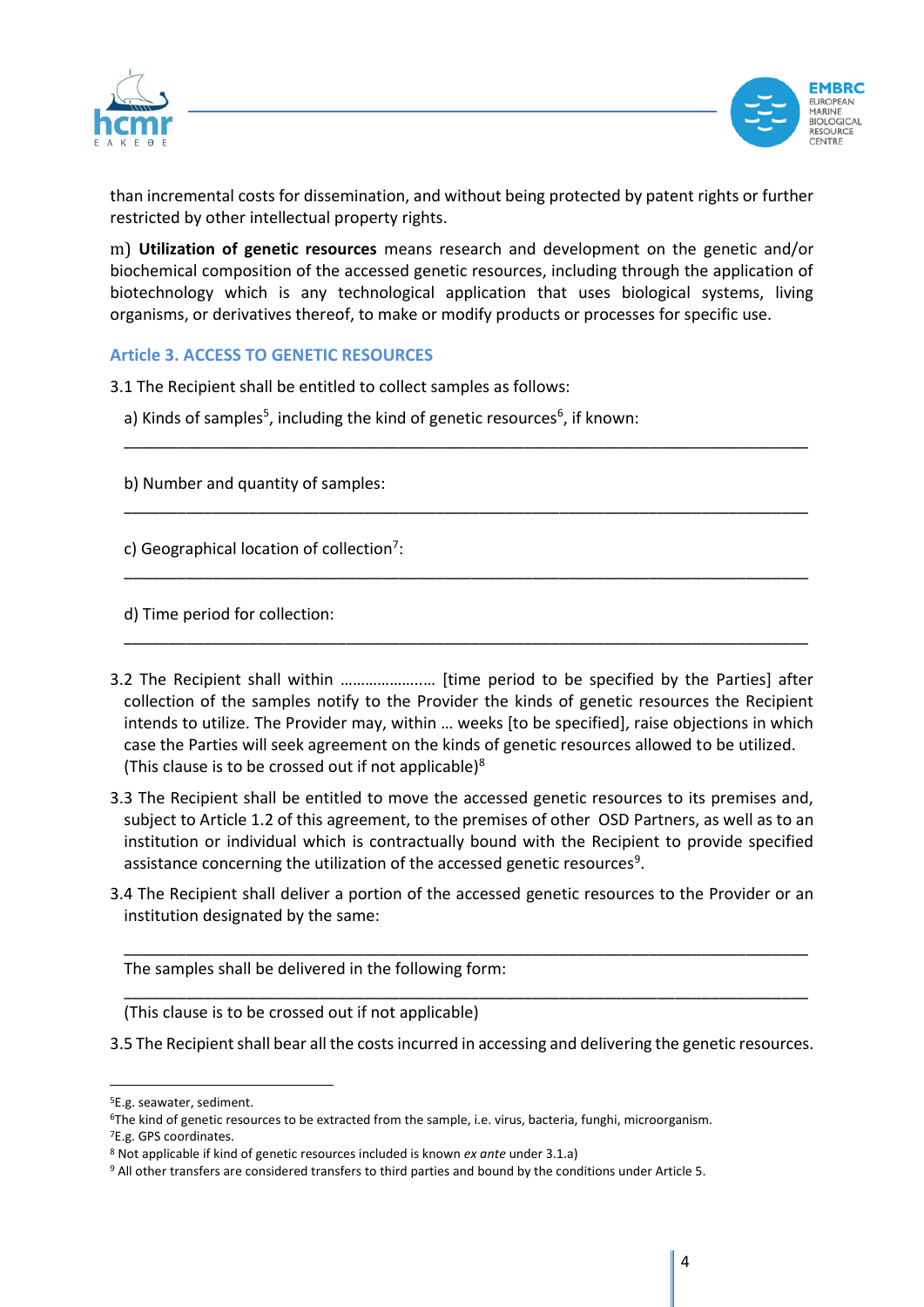than incremental costs for dissemination, and without being protected by patent rights or further restricted by other intellectual property rights.

m) **Utilization of genetic resources** means research and development on the genetic and/or biochemical composition of the accessed genetic resources, including through the application of biotechnology which is any technological application that uses biological systems, living organisms, or derivatives thereof, to make or modify products or processes for specific use.

### Article 3. ACCESS TO GENETIC RESOURCES

3.1 The Recipient shall be entitled to collect samples as follows:

a) Kinds of samples[5], including the kind of genetic resources[6], if known:

___________________________________________________________________________

b) Number and quantity of samples:

___________________________________________________________________________

c) Geographical location of collection[7]:

___________________________________________________________________________

d) Time period for collection:

___________________________________________________________________________

3.2 The Recipient shall within ………………..… [time period to be specified by the Parties] after collection of the samples notify to the Provider the kinds of genetic resources the Recipient intends to utilize. The Provider may, within … weeks [to be specified], raise objections in which case the Parties will seek agreement on the kinds of genetic resources allowed to be utilized. (This clause is to be crossed out if not applicable)[8]

3.3 The Recipient shall be entitled to move the accessed genetic resources to its premises and, subject to Article 1.2 of this agreement, to the premises of other OSD Partners, as well as to an institution or individual which is contractually bound with the Recipient to provide specified assistance concerning the utilization of the accessed genetic resources[9].

3.4 The Recipient shall deliver a portion of the accessed genetic resources to the Provider or an institution designated by the same:

___________________________________________________________________________

The samples shall be delivered in the following form:

___________________________________________________________________________

(This clause is to be crossed out if not applicable)

3.5 The Recipient shall bear all the costs incurred in accessing and delivering the genetic resources.

---

[5] E.g. seawater, sediment.

[6] The kind of genetic resources to be extracted from the sample, i.e. virus, bacteria, funghi, microorganism.

[7] E.g. GPS coordinates.

[8] Not applicable if kind of genetic resources included is known *ex ante* under 3.1.a)

[9] All other transfers are considered transfers to third parties and bound by the conditions under Article 5.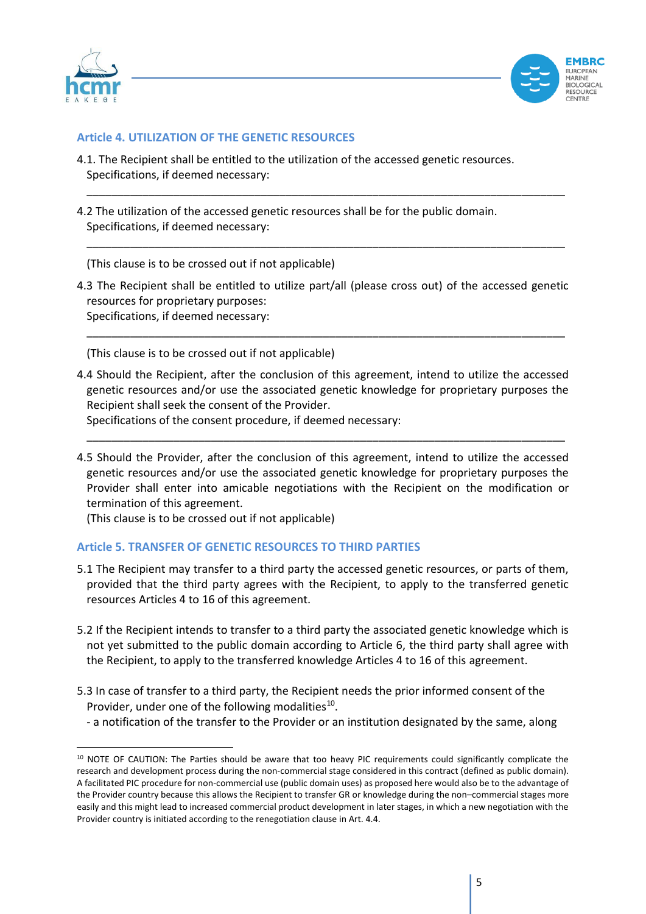### Article 4. UTILIZATION OF THE GENETIC RESOURCES

4.1. The Recipient shall be entitled to the utilization of the accessed genetic resources.
Specifications, if deemed necessary:

\_\_\_\_\_\_\_\_\_\_\_\_\_\_\_\_\_\_\_\_\_\_\_\_\_\_\_\_\_\_\_\_\_\_\_\_\_\_\_\_\_\_\_\_\_\_\_\_\_\_\_\_\_\_\_\_\_\_\_\_\_\_\_\_\_\_\_\_\_\_\_\_\_\_

4.2 The utilization of the accessed genetic resources shall be for the public domain.
Specifications, if deemed necessary:

\_\_\_\_\_\_\_\_\_\_\_\_\_\_\_\_\_\_\_\_\_\_\_\_\_\_\_\_\_\_\_\_\_\_\_\_\_\_\_\_\_\_\_\_\_\_\_\_\_\_\_\_\_\_\_\_\_\_\_\_\_\_\_\_\_\_\_\_\_\_\_\_\_\_

(This clause is to be crossed out if not applicable)

4.3 The Recipient shall be entitled to utilize part/all (please cross out) of the accessed genetic resources for proprietary purposes:
Specifications, if deemed necessary:

\_\_\_\_\_\_\_\_\_\_\_\_\_\_\_\_\_\_\_\_\_\_\_\_\_\_\_\_\_\_\_\_\_\_\_\_\_\_\_\_\_\_\_\_\_\_\_\_\_\_\_\_\_\_\_\_\_\_\_\_\_\_\_\_\_\_\_\_\_\_\_\_\_\_

(This clause is to be crossed out if not applicable)

4.4 Should the Recipient, after the conclusion of this agreement, intend to utilize the accessed genetic resources and/or use the associated genetic knowledge for proprietary purposes the Recipient shall seek the consent of the Provider.
Specifications of the consent procedure, if deemed necessary:

\_\_\_\_\_\_\_\_\_\_\_\_\_\_\_\_\_\_\_\_\_\_\_\_\_\_\_\_\_\_\_\_\_\_\_\_\_\_\_\_\_\_\_\_\_\_\_\_\_\_\_\_\_\_\_\_\_\_\_\_\_\_\_\_\_\_\_\_\_\_\_\_\_\_

4.5 Should the Provider, after the conclusion of this agreement, intend to utilize the accessed genetic resources and/or use the associated genetic knowledge for proprietary purposes the Provider shall enter into amicable negotiations with the Recipient on the modification or termination of this agreement.
(This clause is to be crossed out if not applicable)

### Article 5. TRANSFER OF GENETIC RESOURCES TO THIRD PARTIES

5.1 The Recipient may transfer to a third party the accessed genetic resources, or parts of them, provided that the third party agrees with the Recipient, to apply to the transferred genetic resources Articles 4 to 16 of this agreement.

5.2 If the Recipient intends to transfer to a third party the associated genetic knowledge which is not yet submitted to the public domain according to Article 6, the third party shall agree with the Recipient, to apply to the transferred knowledge Articles 4 to 16 of this agreement.

5.3 In case of transfer to a third party, the Recipient needs the prior informed consent of the Provider, under one of the following modalities[10].
- a notification of the transfer to the Provider or an institution designated by the same, along

[10] NOTE OF CAUTION: The Parties should be aware that too heavy PIC requirements could significantly complicate the research and development process during the non-commercial stage considered in this contract (defined as public domain). A facilitated PIC procedure for non-commercial use (public domain uses) as proposed here would also be to the advantage of the Provider country because this allows the Recipient to transfer GR or knowledge during the non–commercial stages more easily and this might lead to increased commercial product development in later stages, in which a new negotiation with the Provider country is initiated according to the renegotiation clause in Art. 4.4.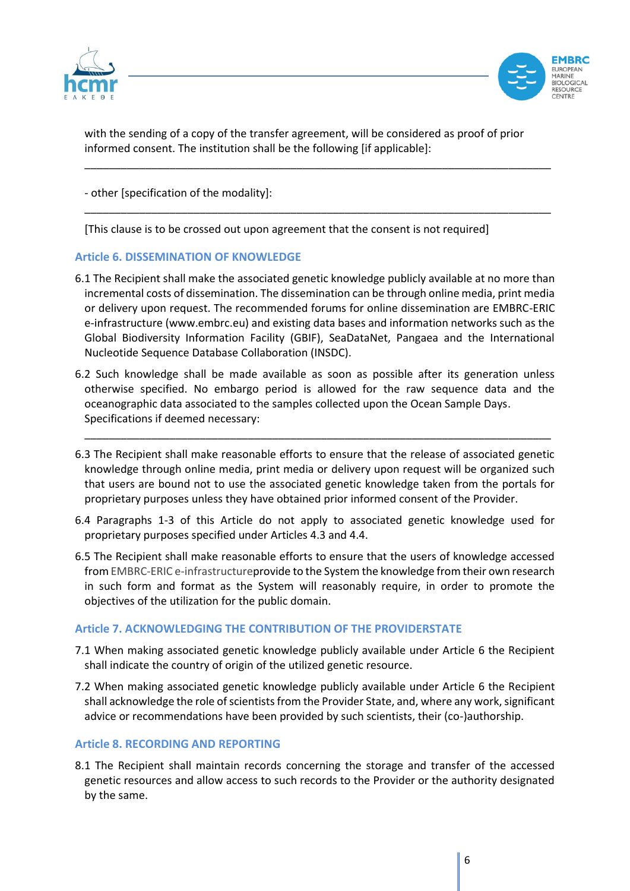with the sending of a copy of the transfer agreement, will be considered as proof of prior informed consent. The institution shall be the following [if applicable]:

_______________________________________________________________________________

- other [specification of the modality]:

_______________________________________________________________________________

[This clause is to be crossed out upon agreement that the consent is not required]

### Article 6. DISSEMINATION OF KNOWLEDGE

6.1 The Recipient shall make the associated genetic knowledge publicly available at no more than incremental costs of dissemination. The dissemination can be through online media, print media or delivery upon request. The recommended forums for online dissemination are EMBRC-ERIC e-infrastructure (www.embrc.eu) and existing data bases and information networks such as the Global Biodiversity Information Facility (GBIF), SeaDataNet, Pangaea and the International Nucleotide Sequence Database Collaboration (INSDC).

6.2 Such knowledge shall be made available as soon as possible after its generation unless otherwise specified. No embargo period is allowed for the raw sequence data and the oceanographic data associated to the samples collected upon the Ocean Sample Days. Specifications if deemed necessary:

_______________________________________________________________________________

6.3 The Recipient shall make reasonable efforts to ensure that the release of associated genetic knowledge through online media, print media or delivery upon request will be organized such that users are bound not to use the associated genetic knowledge taken from the portals for proprietary purposes unless they have obtained prior informed consent of the Provider.

6.4 Paragraphs 1-3 of this Article do not apply to associated genetic knowledge used for proprietary purposes specified under Articles 4.3 and 4.4.

6.5 The Recipient shall make reasonable efforts to ensure that the users of knowledge accessed from EMBRC-ERIC e-infrastructureprovide to the System the knowledge from their own research in such form and format as the System will reasonably require, in order to promote the objectives of the utilization for the public domain.

### Article 7. ACKNOWLEDGING THE CONTRIBUTION OF THE PROVIDERSTATE

7.1 When making associated genetic knowledge publicly available under Article 6 the Recipient shall indicate the country of origin of the utilized genetic resource.

7.2 When making associated genetic knowledge publicly available under Article 6 the Recipient shall acknowledge the role of scientists from the Provider State, and, where any work, significant advice or recommendations have been provided by such scientists, their (co-)authorship.

### Article 8. RECORDING AND REPORTING

8.1 The Recipient shall maintain records concerning the storage and transfer of the accessed genetic resources and allow access to such records to the Provider or the authority designated by the same.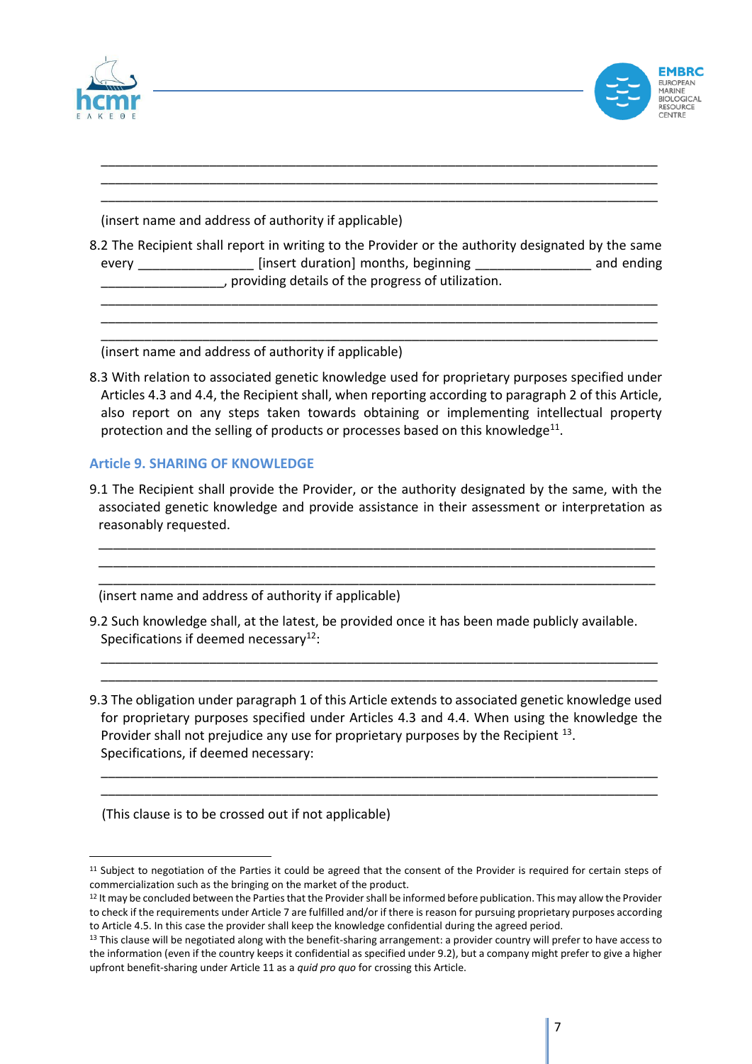\_\_\_\_\_\_\_\_\_\_\_\_\_\_\_\_\_\_\_\_\_\_\_\_\_\_\_\_\_\_\_\_\_\_\_\_\_\_\_\_\_\_\_\_\_\_\_\_\_\_\_\_\_\_\_\_\_\_\_\_\_\_\_\_\_\_\_\_\_\_\_\_\_\_\_\_
\_\_\_\_\_\_\_\_\_\_\_\_\_\_\_\_\_\_\_\_\_\_\_\_\_\_\_\_\_\_\_\_\_\_\_\_\_\_\_\_\_\_\_\_\_\_\_\_\_\_\_\_\_\_\_\_\_\_\_\_\_\_\_\_\_\_\_\_\_\_\_\_\_\_\_\_
\_\_\_\_\_\_\_\_\_\_\_\_\_\_\_\_\_\_\_\_\_\_\_\_\_\_\_\_\_\_\_\_\_\_\_\_\_\_\_\_\_\_\_\_\_\_\_\_\_\_\_\_\_\_\_\_\_\_\_\_\_\_\_\_\_\_\_\_\_\_\_\_\_\_\_\_

(insert name and address of authority if applicable)

8.2 The Recipient shall report in writing to the Provider or the authority designated by the same every \_\_\_\_\_\_\_\_\_\_\_\_\_\_\_\_ [insert duration] months, beginning \_\_\_\_\_\_\_\_\_\_\_\_\_\_\_\_ and ending \_\_\_\_\_\_\_\_\_\_\_\_\_\_\_\_\_, providing details of the progress of utilization.

\_\_\_\_\_\_\_\_\_\_\_\_\_\_\_\_\_\_\_\_\_\_\_\_\_\_\_\_\_\_\_\_\_\_\_\_\_\_\_\_\_\_\_\_\_\_\_\_\_\_\_\_\_\_\_\_\_\_\_\_\_\_\_\_\_\_\_\_\_\_\_\_\_\_\_\_
\_\_\_\_\_\_\_\_\_\_\_\_\_\_\_\_\_\_\_\_\_\_\_\_\_\_\_\_\_\_\_\_\_\_\_\_\_\_\_\_\_\_\_\_\_\_\_\_\_\_\_\_\_\_\_\_\_\_\_\_\_\_\_\_\_\_\_\_\_\_\_\_\_\_\_\_
\_\_\_\_\_\_\_\_\_\_\_\_\_\_\_\_\_\_\_\_\_\_\_\_\_\_\_\_\_\_\_\_\_\_\_\_\_\_\_\_\_\_\_\_\_\_\_\_\_\_\_\_\_\_\_\_\_\_\_\_\_\_\_\_\_\_\_\_\_\_\_\_\_\_\_\_

(insert name and address of authority if applicable)

8.3 With relation to associated genetic knowledge used for proprietary purposes specified under Articles 4.3 and 4.4, the Recipient shall, when reporting according to paragraph 2 of this Article, also report on any steps taken towards obtaining or implementing intellectual property protection and the selling of products or processes based on this knowledge[11].

### Article 9. SHARING OF KNOWLEDGE

9.1 The Recipient shall provide the Provider, or the authority designated by the same, with the associated genetic knowledge and provide assistance in their assessment or interpretation as reasonably requested.

\_\_\_\_\_\_\_\_\_\_\_\_\_\_\_\_\_\_\_\_\_\_\_\_\_\_\_\_\_\_\_\_\_\_\_\_\_\_\_\_\_\_\_\_\_\_\_\_\_\_\_\_\_\_\_\_\_\_\_\_\_\_\_\_\_\_\_\_\_\_\_\_\_\_\_\_
\_\_\_\_\_\_\_\_\_\_\_\_\_\_\_\_\_\_\_\_\_\_\_\_\_\_\_\_\_\_\_\_\_\_\_\_\_\_\_\_\_\_\_\_\_\_\_\_\_\_\_\_\_\_\_\_\_\_\_\_\_\_\_\_\_\_\_\_\_\_\_\_\_\_\_\_
\_\_\_\_\_\_\_\_\_\_\_\_\_\_\_\_\_\_\_\_\_\_\_\_\_\_\_\_\_\_\_\_\_\_\_\_\_\_\_\_\_\_\_\_\_\_\_\_\_\_\_\_\_\_\_\_\_\_\_\_\_\_\_\_\_\_\_\_\_\_\_\_\_\_\_\_

(insert name and address of authority if applicable)

9.2 Such knowledge shall, at the latest, be provided once it has been made publicly available. Specifications if deemed necessary[12]:

\_\_\_\_\_\_\_\_\_\_\_\_\_\_\_\_\_\_\_\_\_\_\_\_\_\_\_\_\_\_\_\_\_\_\_\_\_\_\_\_\_\_\_\_\_\_\_\_\_\_\_\_\_\_\_\_\_\_\_\_\_\_\_\_\_\_\_\_\_\_\_\_\_\_\_\_
\_\_\_\_\_\_\_\_\_\_\_\_\_\_\_\_\_\_\_\_\_\_\_\_\_\_\_\_\_\_\_\_\_\_\_\_\_\_\_\_\_\_\_\_\_\_\_\_\_\_\_\_\_\_\_\_\_\_\_\_\_\_\_\_\_\_\_\_\_\_\_\_\_\_\_\_

9.3 The obligation under paragraph 1 of this Article extends to associated genetic knowledge used for proprietary purposes specified under Articles 4.3 and 4.4. When using the knowledge the Provider shall not prejudice any use for proprietary purposes by the Recipient [13]. Specifications, if deemed necessary:

\_\_\_\_\_\_\_\_\_\_\_\_\_\_\_\_\_\_\_\_\_\_\_\_\_\_\_\_\_\_\_\_\_\_\_\_\_\_\_\_\_\_\_\_\_\_\_\_\_\_\_\_\_\_\_\_\_\_\_\_\_\_\_\_\_\_\_\_\_\_\_\_\_\_\_\_
\_\_\_\_\_\_\_\_\_\_\_\_\_\_\_\_\_\_\_\_\_\_\_\_\_\_\_\_\_\_\_\_\_\_\_\_\_\_\_\_\_\_\_\_\_\_\_\_\_\_\_\_\_\_\_\_\_\_\_\_\_\_\_\_\_\_\_\_\_\_\_\_\_\_\_\_

(This clause is to be crossed out if not applicable)

---

[11] Subject to negotiation of the Parties it could be agreed that the consent of the Provider is required for certain steps of commercialization such as the bringing on the market of the product.

[12] It may be concluded between the Parties that the Provider shall be informed before publication. This may allow the Provider to check if the requirements under Article 7 are fulfilled and/or if there is reason for pursuing proprietary purposes according to Article 4.5. In this case the provider shall keep the knowledge confidential during the agreed period.

[13] This clause will be negotiated along with the benefit-sharing arrangement: a provider country will prefer to have access to the information (even if the country keeps it confidential as specified under 9.2), but a company might prefer to give a higher upfront benefit-sharing under Article 11 as a *quid pro quo* for crossing this Article.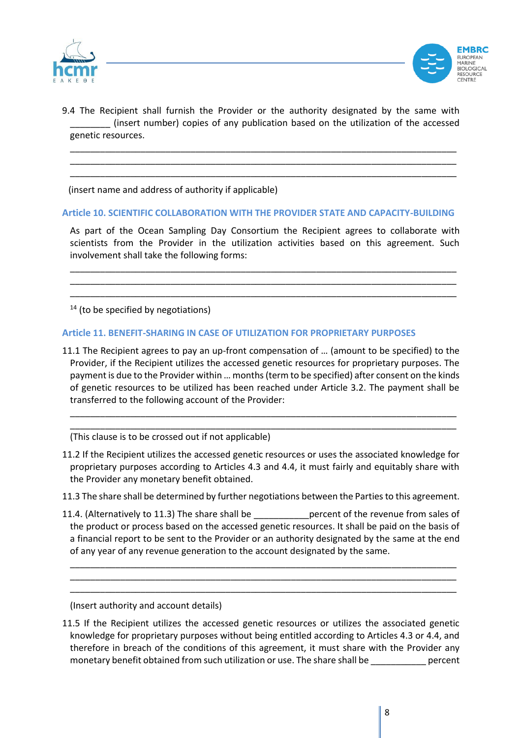9.4 The Recipient shall furnish the Provider or the authority designated by the same with ________ (insert number) copies of any publication based on the utilization of the accessed genetic resources.

______________________________________________________________________________
______________________________________________________________________________
______________________________________________________________________________

(insert name and address of authority if applicable)

## Article 10. SCIENTIFIC COLLABORATION WITH THE PROVIDER STATE AND CAPACITY-BUILDING

As part of the Ocean Sampling Day Consortium the Recipient agrees to collaborate with scientists from the Provider in the utilization activities based on this agreement. Such involvement shall take the following forms:

______________________________________________________________________________
______________________________________________________________________________
______________________________________________________________________________

[14] (to be specified by negotiations)

## Article 11. BENEFIT-SHARING IN CASE OF UTILIZATION FOR PROPRIETARY PURPOSES

11.1 The Recipient agrees to pay an up-front compensation of … (amount to be specified) to the Provider, if the Recipient utilizes the accessed genetic resources for proprietary purposes. The payment is due to the Provider within … months (term to be specified) after consent on the kinds of genetic resources to be utilized has been reached under Article 3.2. The payment shall be transferred to the following account of the Provider:

______________________________________________________________________________
______________________________________________________________________________

(This clause is to be crossed out if not applicable)

11.2 If the Recipient utilizes the accessed genetic resources or uses the associated knowledge for proprietary purposes according to Articles 4.3 and 4.4, it must fairly and equitably share with the Provider any monetary benefit obtained.

11.3 The share shall be determined by further negotiations between the Parties to this agreement.

11.4. (Alternatively to 11.3) The share shall be ___________percent of the revenue from sales of the product or process based on the accessed genetic resources. It shall be paid on the basis of a financial report to be sent to the Provider or an authority designated by the same at the end of any year of any revenue generation to the account designated by the same.

______________________________________________________________________________
______________________________________________________________________________
______________________________________________________________________________

(Insert authority and account details)

11.5 If the Recipient utilizes the accessed genetic resources or utilizes the associated genetic knowledge for proprietary purposes without being entitled according to Articles 4.3 or 4.4, and therefore in breach of the conditions of this agreement, it must share with the Provider any monetary benefit obtained from such utilization or use. The share shall be ___________ percent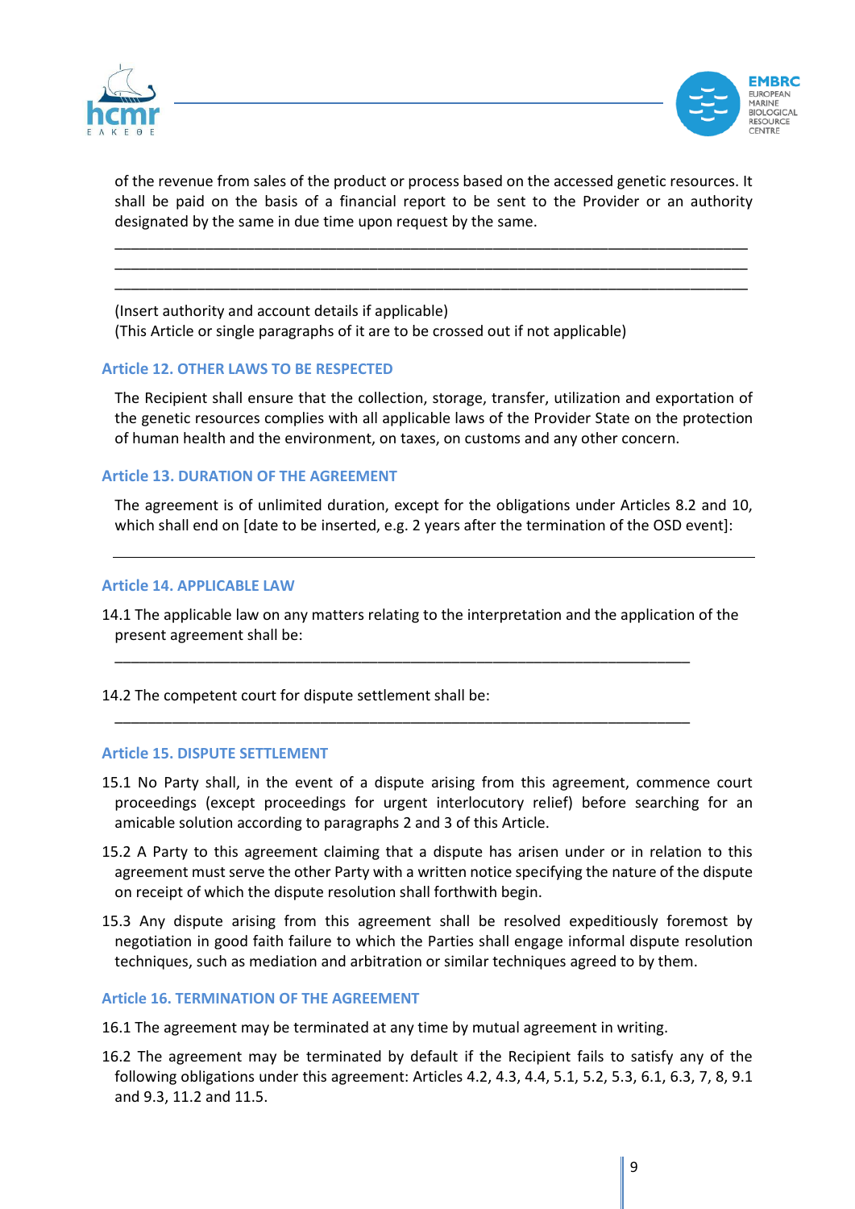of the revenue from sales of the product or process based on the accessed genetic resources. It shall be paid on the basis of a financial report to be sent to the Provider or an authority designated by the same in due time upon request by the same.

______________________________________________________________________________
______________________________________________________________________________
______________________________________________________________________________

(Insert authority and account details if applicable)
(This Article or single paragraphs of it are to be crossed out if not applicable)

### Article 12. OTHER LAWS TO BE RESPECTED

The Recipient shall ensure that the collection, storage, transfer, utilization and exportation of the genetic resources complies with all applicable laws of the Provider State on the protection of human health and the environment, on taxes, on customs and any other concern.

### Article 13. DURATION OF THE AGREEMENT

The agreement is of unlimited duration, except for the obligations under Articles 8.2 and 10, which shall end on [date to be inserted, e.g. 2 years after the termination of the OSD event]:

______________________________________________________________________________

### Article 14. APPLICABLE LAW

14.1 The applicable law on any matters relating to the interpretation and the application of the present agreement shall be:

______________________________________________________________________

14.2 The competent court for dispute settlement shall be:

______________________________________________________________________

### Article 15. DISPUTE SETTLEMENT

15.1 No Party shall, in the event of a dispute arising from this agreement, commence court proceedings (except proceedings for urgent interlocutory relief) before searching for an amicable solution according to paragraphs 2 and 3 of this Article.

15.2 A Party to this agreement claiming that a dispute has arisen under or in relation to this agreement must serve the other Party with a written notice specifying the nature of the dispute on receipt of which the dispute resolution shall forthwith begin.

15.3 Any dispute arising from this agreement shall be resolved expeditiously foremost by negotiation in good faith failure to which the Parties shall engage informal dispute resolution techniques, such as mediation and arbitration or similar techniques agreed to by them.

### Article 16. TERMINATION OF THE AGREEMENT

16.1 The agreement may be terminated at any time by mutual agreement in writing.

16.2 The agreement may be terminated by default if the Recipient fails to satisfy any of the following obligations under this agreement: Articles 4.2, 4.3, 4.4, 5.1, 5.2, 5.3, 6.1, 6.3, 7, 8, 9.1 and 9.3, 11.2 and 11.5.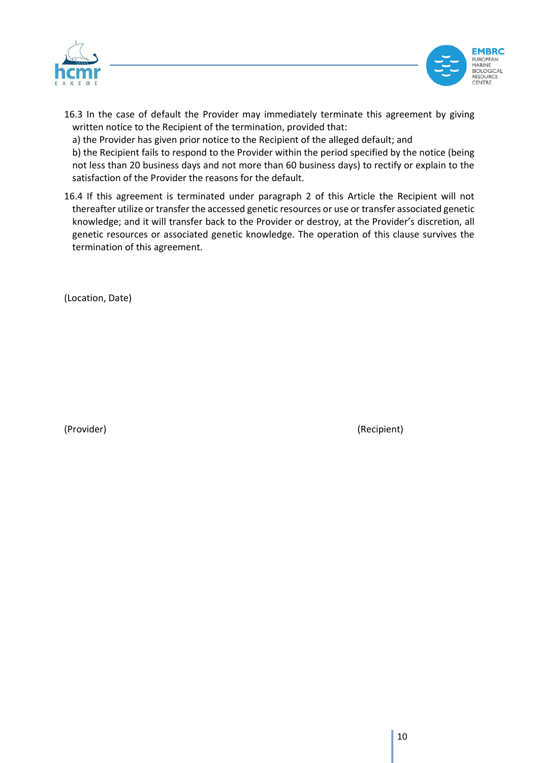16.3 In the case of default the Provider may immediately terminate this agreement by giving written notice to the Recipient of the termination, provided that:

a) the Provider has given prior notice to the Recipient of the alleged default; and

b) the Recipient fails to respond to the Provider within the period specified by the notice (being not less than 20 business days and not more than 60 business days) to rectify or explain to the satisfaction of the Provider the reasons for the default.

16.4 If this agreement is terminated under paragraph 2 of this Article the Recipient will not thereafter utilize or transfer the accessed genetic resources or use or transfer associated genetic knowledge; and it will transfer back to the Provider or destroy, at the Provider's discretion, all genetic resources or associated genetic knowledge. The operation of this clause survives the termination of this agreement.

(Location, Date)

(Provider) (Recipient)